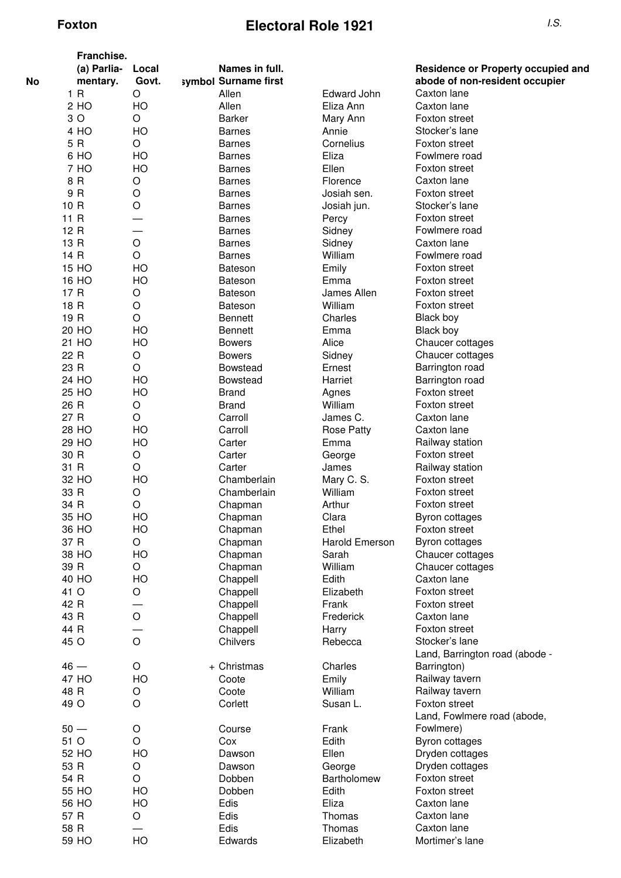# Foxton Electoral Role 1921

*I.S.*

| No | Franchise. (a) Parlia-mentary. | Local Govt. | symbol | Names in full. Surname first | | Residence or Property occupied and abode of non-resident occupier |
|---|---|---|---|---|---|---|
| 1 | R | O | | Allen | Edward John | Caxton lane |
| 2 | HO | HO | | Allen | Eliza Ann | Caxton lane |
| 3 | O | O | | Barker | Mary Ann | Foxton street |
| 4 | HO | HO | | Barnes | Annie | Stocker's lane |
| 5 | R | O | | Barnes | Cornelius | Foxton street |
| 6 | HO | HO | | Barnes | Eliza | Fowlmere road |
| 7 | HO | HO | | Barnes | Ellen | Foxton street |
| 8 | R | O | | Barnes | Florence | Caxton lane |
| 9 | R | O | | Barnes | Josiah sen. | Foxton street |
| 10 | R | O | | Barnes | Josiah jun. | Stocker's lane |
| 11 | R | — | | Barnes | Percy | Foxton street |
| 12 | R | — | | Barnes | Sidney | Fowlmere road |
| 13 | R | O | | Barnes | Sidney | Caxton lane |
| 14 | R | O | | Barnes | William | Fowlmere road |
| 15 | HO | HO | | Bateson | Emily | Foxton street |
| 16 | HO | HO | | Bateson | Emma | Foxton street |
| 17 | R | O | | Bateson | James Allen | Foxton street |
| 18 | R | O | | Bateson | William | Foxton street |
| 19 | R | O | | Bennett | Charles | Black boy |
| 20 | HO | HO | | Bennett | Emma | Black boy |
| 21 | HO | HO | | Bowers | Alice | Chaucer cottages |
| 22 | R | O | | Bowers | Sidney | Chaucer cottages |
| 23 | R | O | | Bowstead | Ernest | Barrington road |
| 24 | HO | HO | | Bowstead | Harriet | Barrington road |
| 25 | HO | HO | | Brand | Agnes | Foxton street |
| 26 | R | O | | Brand | William | Foxton street |
| 27 | R | O | | Carroll | James C. | Caxton lane |
| 28 | HO | HO | | Carroll | Rose Patty | Caxton lane |
| 29 | HO | HO | | Carter | Emma | Railway station |
| 30 | R | O | | Carter | George | Foxton street |
| 31 | R | O | | Carter | James | Railway station |
| 32 | HO | HO | | Chamberlain | Mary C. S. | Foxton street |
| 33 | R | O | | Chamberlain | William | Foxton street |
| 34 | R | O | | Chapman | Arthur | Foxton street |
| 35 | HO | HO | | Chapman | Clara | Byron cottages |
| 36 | HO | HO | | Chapman | Ethel | Foxton street |
| 37 | R | O | | Chapman | Harold Emerson | Byron cottages |
| 38 | HO | HO | | Chapman | Sarah | Chaucer cottages |
| 39 | R | O | | Chapman | William | Chaucer cottages |
| 40 | HO | HO | | Chappell | Edith | Caxton lane |
| 41 | O | O | | Chappell | Elizabeth | Foxton street |
| 42 | R | — | | Chappell | Frank | Foxton street |
| 43 | R | O | | Chappell | Frederick | Caxton lane |
| 44 | R | — | | Chappell | Harry | Foxton street |
| 45 | O | O | | Chilvers | Rebecca | Stocker's lane |
| 46 | — | O | + | Christmas | Charles | Land, Barrington road (abode - Barrington) |
| 47 | HO | HO | | Coote | Emily | Railway tavern |
| 48 | R | O | | Coote | William | Railway tavern |
| 49 | O | O | | Corlett | Susan L. | Foxton street |
| 50 | — | O | | Course | Frank | Land, Fowlmere road (abode, Fowlmere) |
| 51 | O | O | | Cox | Edith | Byron cottages |
| 52 | HO | HO | | Dawson | Ellen | Dryden cottages |
| 53 | R | O | | Dawson | George | Dryden cottages |
| 54 | R | O | | Dobben | Bartholomew | Foxton street |
| 55 | HO | HO | | Dobben | Edith | Foxton street |
| 56 | HO | HO | | Edis | Eliza | Caxton lane |
| 57 | R | O | | Edis | Thomas | Caxton lane |
| 58 | R | — | | Edis | Thomas | Caxton lane |
| 59 | HO | HO | | Edwards | Elizabeth | Mortimer's lane |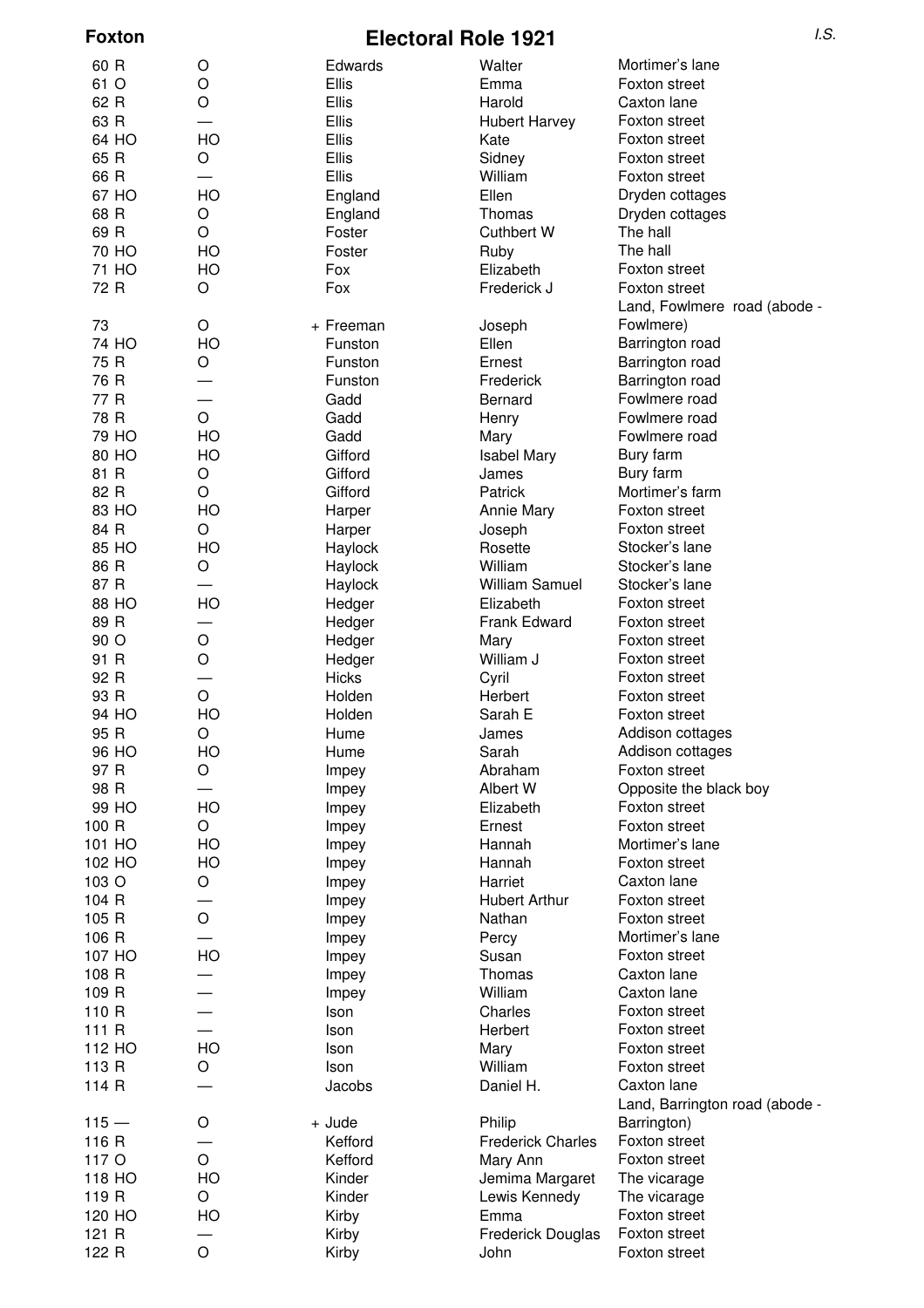**Foxton** — **Electoral Role 1921** — *I.S.*

| No. | | | | Surname | Forename | Address |
|---|---|---|---|---|---|---|
| 60 | R | O | | Edwards | Walter | Mortimer's lane |
| 61 | O | O | | Ellis | Emma | Foxton street |
| 62 | R | O | | Ellis | Harold | Caxton lane |
| 63 | R | — | | Ellis | Hubert Harvey | Foxton street |
| 64 | HO | HO | | Ellis | Kate | Foxton street |
| 65 | R | O | | Ellis | Sidney | Foxton street |
| 66 | R | — | | Ellis | William | Foxton street |
| 67 | HO | HO | | England | Ellen | Dryden cottages |
| 68 | R | O | | England | Thomas | Dryden cottages |
| 69 | R | O | | Foster | Cuthbert W | The hall |
| 70 | HO | HO | | Foster | Ruby | The hall |
| 71 | HO | HO | | Fox | Elizabeth | Foxton street |
| 72 | R | O | | Fox | Frederick J | Foxton street |
| 73 | | O | + | Freeman | Joseph | Land, Fowlmere road (abode - Fowlmere) |
| 74 | HO | HO | | Funston | Ellen | Barrington road |
| 75 | R | O | | Funston | Ernest | Barrington road |
| 76 | R | — | | Funston | Frederick | Barrington road |
| 77 | R | — | | Gadd | Bernard | Fowlmere road |
| 78 | R | O | | Gadd | Henry | Fowlmere road |
| 79 | HO | HO | | Gadd | Mary | Fowlmere road |
| 80 | HO | HO | | Gifford | Isabel Mary | Bury farm |
| 81 | R | O | | Gifford | James | Bury farm |
| 82 | R | O | | Gifford | Patrick | Mortimer's farm |
| 83 | HO | HO | | Harper | Annie Mary | Foxton street |
| 84 | R | O | | Harper | Joseph | Foxton street |
| 85 | HO | HO | | Haylock | Rosette | Stocker's lane |
| 86 | R | O | | Haylock | William | Stocker's lane |
| 87 | R | — | | Haylock | William Samuel | Stocker's lane |
| 88 | HO | HO | | Hedger | Elizabeth | Foxton street |
| 89 | R | — | | Hedger | Frank Edward | Foxton street |
| 90 | O | O | | Hedger | Mary | Foxton street |
| 91 | R | O | | Hedger | William J | Foxton street |
| 92 | R | — | | Hicks | Cyril | Foxton street |
| 93 | R | O | | Holden | Herbert | Foxton street |
| 94 | HO | HO | | Holden | Sarah E | Foxton street |
| 95 | R | O | | Hume | James | Addison cottages |
| 96 | HO | HO | | Hume | Sarah | Addison cottages |
| 97 | R | O | | Impey | Abraham | Foxton street |
| 98 | R | — | | Impey | Albert W | Opposite the black boy |
| 99 | HO | HO | | Impey | Elizabeth | Foxton street |
| 100 | R | O | | Impey | Ernest | Foxton street |
| 101 | HO | HO | | Impey | Hannah | Mortimer's lane |
| 102 | HO | HO | | Impey | Hannah | Foxton street |
| 103 | O | O | | Impey | Harriet | Caxton lane |
| 104 | R | — | | Impey | Hubert Arthur | Foxton street |
| 105 | R | O | | Impey | Nathan | Foxton street |
| 106 | R | — | | Impey | Percy | Mortimer's lane |
| 107 | HO | HO | | Impey | Susan | Foxton street |
| 108 | R | — | | Impey | Thomas | Caxton lane |
| 109 | R | — | | Impey | William | Caxton lane |
| 110 | R | — | | Ison | Charles | Foxton street |
| 111 | R | — | | Ison | Herbert | Foxton street |
| 112 | HO | HO | | Ison | Mary | Foxton street |
| 113 | R | O | | Ison | William | Foxton street |
| 114 | R | — | | Jacobs | Daniel H. | Caxton lane |
| 115 | — | O | + | Jude | Philip | Land, Barrington road (abode - Barrington) |
| 116 | R | — | | Kefford | Frederick Charles | Foxton street |
| 117 | O | O | | Kefford | Mary Ann | Foxton street |
| 118 | HO | HO | | Kinder | Jemima Margaret | The vicarage |
| 119 | R | O | | Kinder | Lewis Kennedy | The vicarage |
| 120 | HO | HO | | Kirby | Emma | Foxton street |
| 121 | R | — | | Kirby | Frederick Douglas | Foxton street |
| 122 | R | O | | Kirby | John | Foxton street |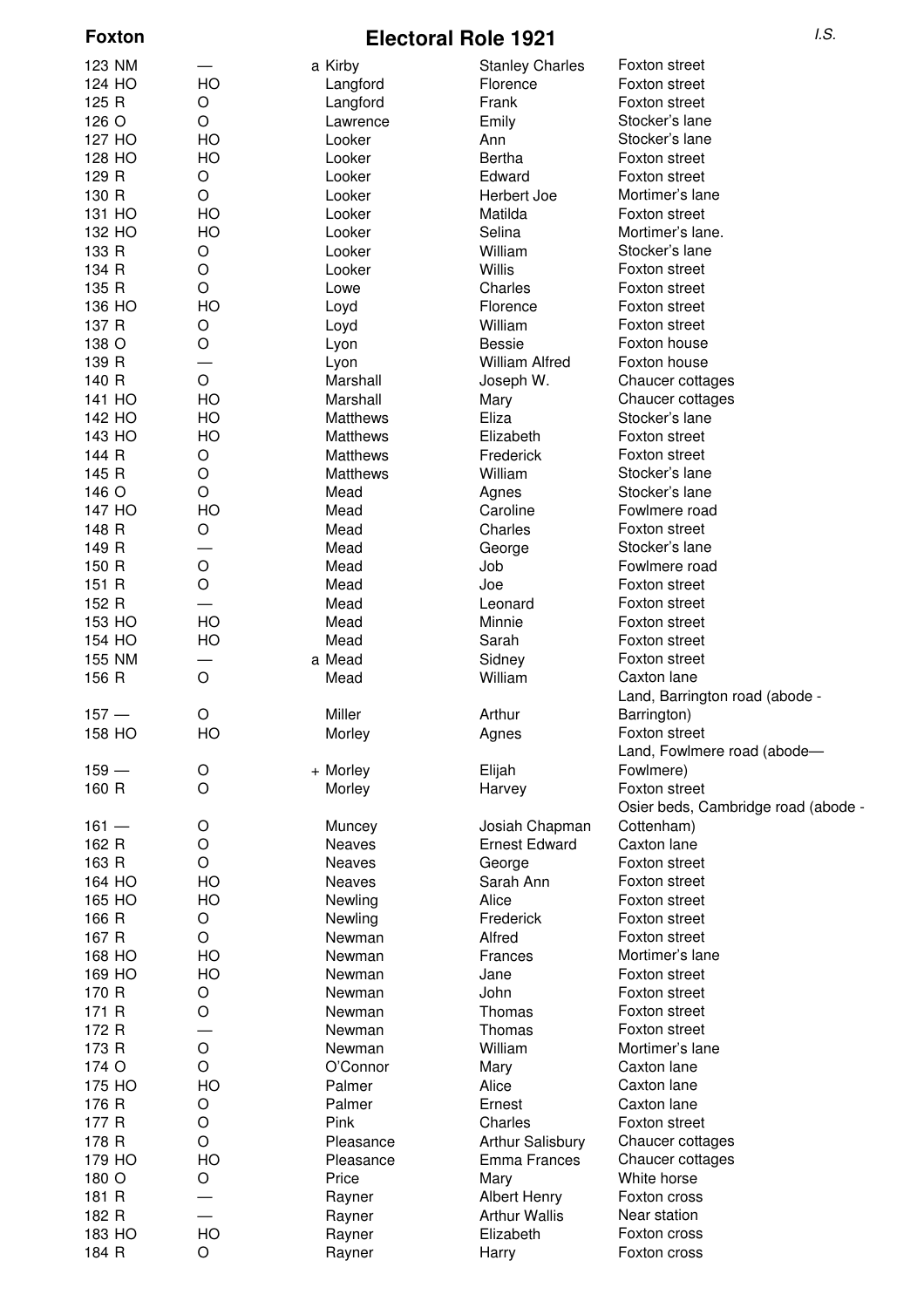**Foxton** **Electoral Role 1921** *I.S.*

| | | | | | |
|---|---|---|---|---|---|
| 123 NM | — | a | Kirby | Stanley Charles | Foxton street |
| 124 HO | HO | | Langford | Florence | Foxton street |
| 125 R | O | | Langford | Frank | Foxton street |
| 126 O | O | | Lawrence | Emily | Stocker's lane |
| 127 HO | HO | | Looker | Ann | Stocker's lane |
| 128 HO | HO | | Looker | Bertha | Foxton street |
| 129 R | O | | Looker | Edward | Foxton street |
| 130 R | O | | Looker | Herbert Joe | Mortimer's lane |
| 131 HO | HO | | Looker | Matilda | Foxton street |
| 132 HO | HO | | Looker | Selina | Mortimer's lane. |
| 133 R | O | | Looker | William | Stocker's lane |
| 134 R | O | | Looker | Willis | Foxton street |
| 135 R | O | | Lowe | Charles | Foxton street |
| 136 HO | HO | | Loyd | Florence | Foxton street |
| 137 R | O | | Loyd | William | Foxton street |
| 138 O | O | | Lyon | Bessie | Foxton house |
| 139 R | — | | Lyon | William Alfred | Foxton house |
| 140 R | O | | Marshall | Joseph W. | Chaucer cottages |
| 141 HO | HO | | Marshall | Mary | Chaucer cottages |
| 142 HO | HO | | Matthews | Eliza | Stocker's lane |
| 143 HO | HO | | Matthews | Elizabeth | Foxton street |
| 144 R | O | | Matthews | Frederick | Foxton street |
| 145 R | O | | Matthews | William | Stocker's lane |
| 146 O | O | | Mead | Agnes | Stocker's lane |
| 147 HO | HO | | Mead | Caroline | Fowlmere road |
| 148 R | O | | Mead | Charles | Foxton street |
| 149 R | — | | Mead | George | Stocker's lane |
| 150 R | O | | Mead | Job | Fowlmere road |
| 151 R | O | | Mead | Joe | Foxton street |
| 152 R | — | | Mead | Leonard | Foxton street |
| 153 HO | HO | | Mead | Minnie | Foxton street |
| 154 HO | HO | | Mead | Sarah | Foxton street |
| 155 NM | — | a | Mead | Sidney | Foxton street |
| 156 R | O | | Mead | William | Caxton lane |
| 157 — | O | | Miller | Arthur | Land, Barrington road (abode - Barrington) |
| 158 HO | HO | | Morley | Agnes | Foxton street |
| 159 — | O | + | Morley | Elijah | Land, Fowlmere road (abode— Fowlmere) |
| 160 R | O | | Morley | Harvey | Foxton street |
| 161 — | O | | Muncey | Josiah Chapman | Osier beds, Cambridge road (abode - Cottenham) |
| 162 R | O | | Neaves | Ernest Edward | Caxton lane |
| 163 R | O | | Neaves | George | Foxton street |
| 164 HO | HO | | Neaves | Sarah Ann | Foxton street |
| 165 HO | HO | | Newling | Alice | Foxton street |
| 166 R | O | | Newling | Frederick | Foxton street |
| 167 R | O | | Newman | Alfred | Foxton street |
| 168 HO | HO | | Newman | Frances | Mortimer's lane |
| 169 HO | HO | | Newman | Jane | Foxton street |
| 170 R | O | | Newman | John | Foxton street |
| 171 R | O | | Newman | Thomas | Foxton street |
| 172 R | — | | Newman | Thomas | Foxton street |
| 173 R | O | | Newman | William | Mortimer's lane |
| 174 O | O | | O'Connor | Mary | Caxton lane |
| 175 HO | HO | | Palmer | Alice | Caxton lane |
| 176 R | O | | Palmer | Ernest | Caxton lane |
| 177 R | O | | Pink | Charles | Foxton street |
| 178 R | O | | Pleasance | Arthur Salisbury | Chaucer cottages |
| 179 HO | HO | | Pleasance | Emma Frances | Chaucer cottages |
| 180 O | O | | Price | Mary | White horse |
| 181 R | — | | Rayner | Albert Henry | Foxton cross |
| 182 R | — | | Rayner | Arthur Wallis | Near station |
| 183 HO | HO | | Rayner | Elizabeth | Foxton cross |
| 184 R | O | | Rayner | Harry | Foxton cross |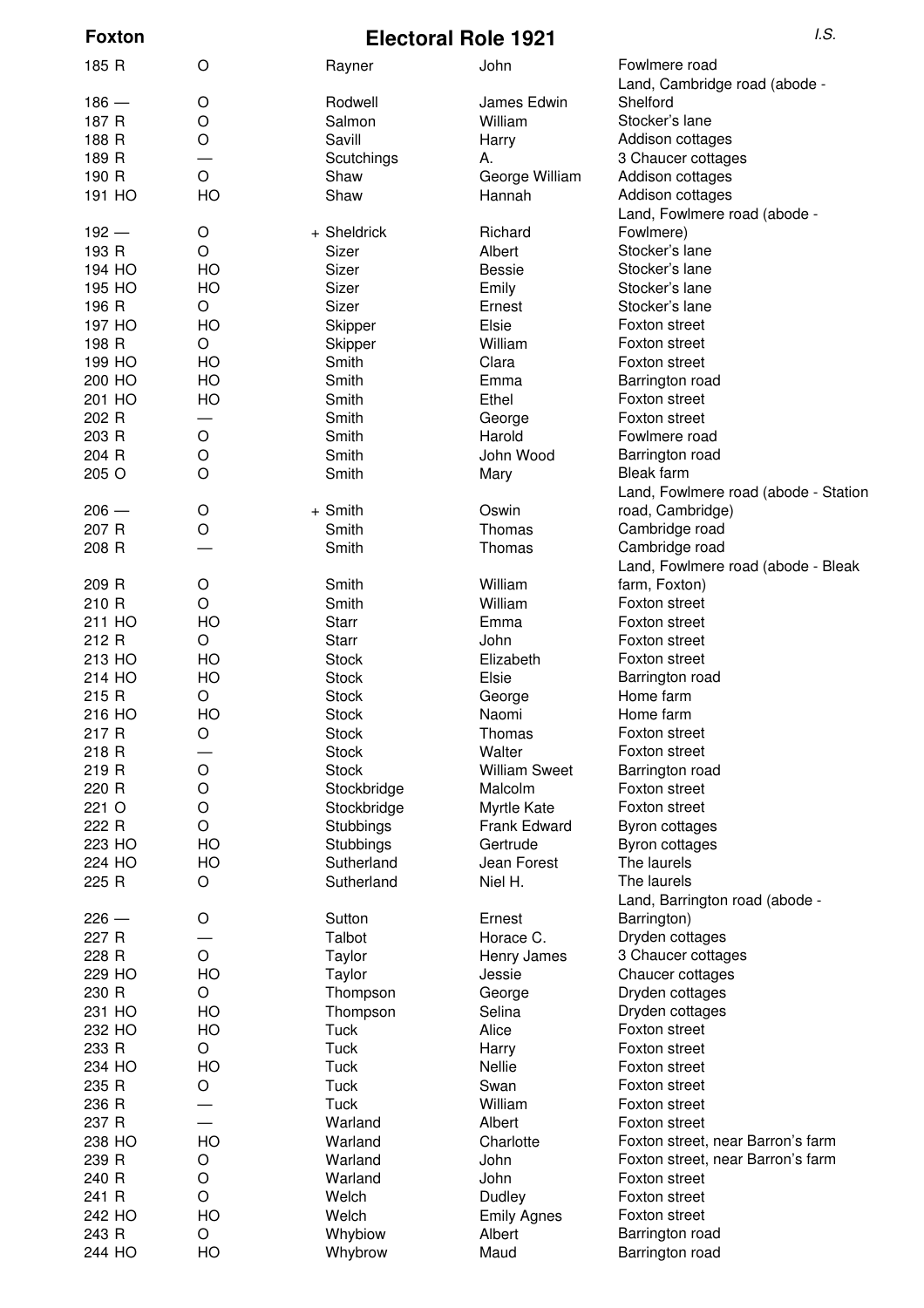# Foxton Electoral Role 1921

*I.S.*

| | | | | | |
|---|---|---|---|---|---|
| 185 R | O | | Rayner | John | Fowlmere road |
| 186 — | O | | Rodwell | James Edwin | Land, Cambridge road (abode - Shelford |
| 187 R | O | | Salmon | William | Stocker's lane |
| 188 R | O | | Savill | Harry | Addison cottages |
| 189 R | — | | Scutchings | A. | 3 Chaucer cottages |
| 190 R | O | | Shaw | George William | Addison cottages |
| 191 HO | HO | | Shaw | Hannah | Addison cottages |
| 192 — | O | + | Sheldrick | Richard | Land, Fowlmere road (abode - Fowlmere) |
| 193 R | O | | Sizer | Albert | Stocker's lane |
| 194 HO | HO | | Sizer | Bessie | Stocker's lane |
| 195 HO | HO | | Sizer | Emily | Stocker's lane |
| 196 R | O | | Sizer | Ernest | Stocker's lane |
| 197 HO | HO | | Skipper | Elsie | Foxton street |
| 198 R | O | | Skipper | William | Foxton street |
| 199 HO | HO | | Smith | Clara | Foxton street |
| 200 HO | HO | | Smith | Emma | Barrington road |
| 201 HO | HO | | Smith | Ethel | Foxton street |
| 202 R | — | | Smith | George | Foxton street |
| 203 R | O | | Smith | Harold | Fowlmere road |
| 204 R | O | | Smith | John Wood | Barrington road |
| 205 O | O | | Smith | Mary | Bleak farm |
| 206 — | O | + | Smith | Oswin | Land, Fowlmere road (abode - Station road, Cambridge) |
| 207 R | O | | Smith | Thomas | Cambridge road |
| 208 R | — | | Smith | Thomas | Cambridge road |
| 209 R | O | | Smith | William | Land, Fowlmere road (abode - Bleak farm, Foxton) |
| 210 R | O | | Smith | William | Foxton street |
| 211 HO | HO | | Starr | Emma | Foxton street |
| 212 R | O | | Starr | John | Foxton street |
| 213 HO | HO | | Stock | Elizabeth | Foxton street |
| 214 HO | HO | | Stock | Elsie | Barrington road |
| 215 R | O | | Stock | George | Home farm |
| 216 HO | HO | | Stock | Naomi | Home farm |
| 217 R | O | | Stock | Thomas | Foxton street |
| 218 R | — | | Stock | Walter | Foxton street |
| 219 R | O | | Stock | William Sweet | Barrington road |
| 220 R | O | | Stockbridge | Malcolm | Foxton street |
| 221 O | O | | Stockbridge | Myrtle Kate | Foxton street |
| 222 R | O | | Stubbings | Frank Edward | Byron cottages |
| 223 HO | HO | | Stubbings | Gertrude | Byron cottages |
| 224 HO | HO | | Sutherland | Jean Forest | The laurels |
| 225 R | O | | Sutherland | Niel H. | The laurels |
| 226 — | O | | Sutton | Ernest | Land, Barrington road (abode - Barrington) |
| 227 R | — | | Talbot | Horace C. | Dryden cottages |
| 228 R | O | | Taylor | Henry James | 3 Chaucer cottages |
| 229 HO | HO | | Taylor | Jessie | Chaucer cottages |
| 230 R | O | | Thompson | George | Dryden cottages |
| 231 HO | HO | | Thompson | Selina | Dryden cottages |
| 232 HO | HO | | Tuck | Alice | Foxton street |
| 233 R | O | | Tuck | Harry | Foxton street |
| 234 HO | HO | | Tuck | Nellie | Foxton street |
| 235 R | O | | Tuck | Swan | Foxton street |
| 236 R | — | | Tuck | William | Foxton street |
| 237 R | — | | Warland | Albert | Foxton street |
| 238 HO | HO | | Warland | Charlotte | Foxton street, near Barron's farm |
| 239 R | O | | Warland | John | Foxton street, near Barron's farm |
| 240 R | O | | Warland | John | Foxton street |
| 241 R | O | | Welch | Dudley | Foxton street |
| 242 HO | HO | | Welch | Emily Agnes | Foxton street |
| 243 R | O | | Whybiow | Albert | Barrington road |
| 244 HO | HO | | Whybrow | Maud | Barrington road |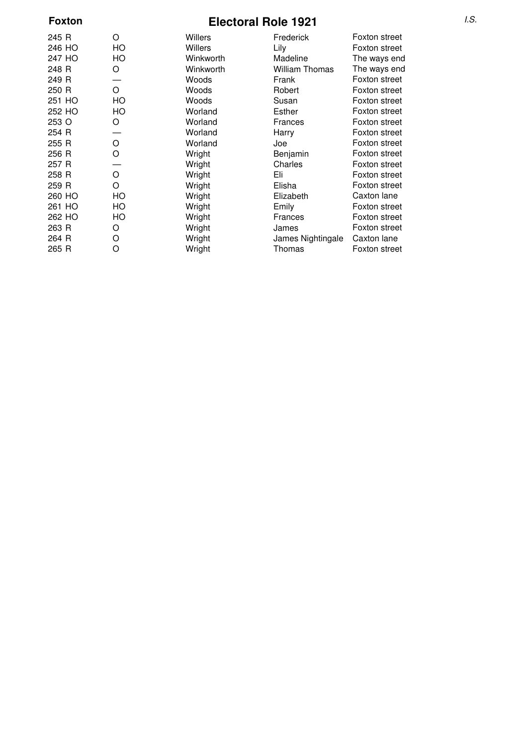| | | | | | |
|---|---|---|---|---|---|
| 245 | R | O | Willers | Frederick | Foxton street |
| 246 | HO | HO | Willers | Lily | Foxton street |
| 247 | HO | HO | Winkworth | Madeline | The ways end |
| 248 | R | O | Winkworth | William Thomas | The ways end |
| 249 | R | — | Woods | Frank | Foxton street |
| 250 | R | O | Woods | Robert | Foxton street |
| 251 | HO | HO | Woods | Susan | Foxton street |
| 252 | HO | HO | Worland | Esther | Foxton street |
| 253 | O | O | Worland | Frances | Foxton street |
| 254 | R | — | Worland | Harry | Foxton street |
| 255 | R | O | Worland | Joe | Foxton street |
| 256 | R | O | Wright | Benjamin | Foxton street |
| 257 | R | — | Wright | Charles | Foxton street |
| 258 | R | O | Wright | Eli | Foxton street |
| 259 | R | O | Wright | Elisha | Foxton street |
| 260 | HO | HO | Wright | Elizabeth | Caxton lane |
| 261 | HO | HO | Wright | Emily | Foxton street |
| 262 | HO | HO | Wright | Frances | Foxton street |
| 263 | R | O | Wright | James | Foxton street |
| 264 | R | O | Wright | James Nightingale | Caxton lane |
| 265 | R | O | Wright | Thomas | Foxton street |